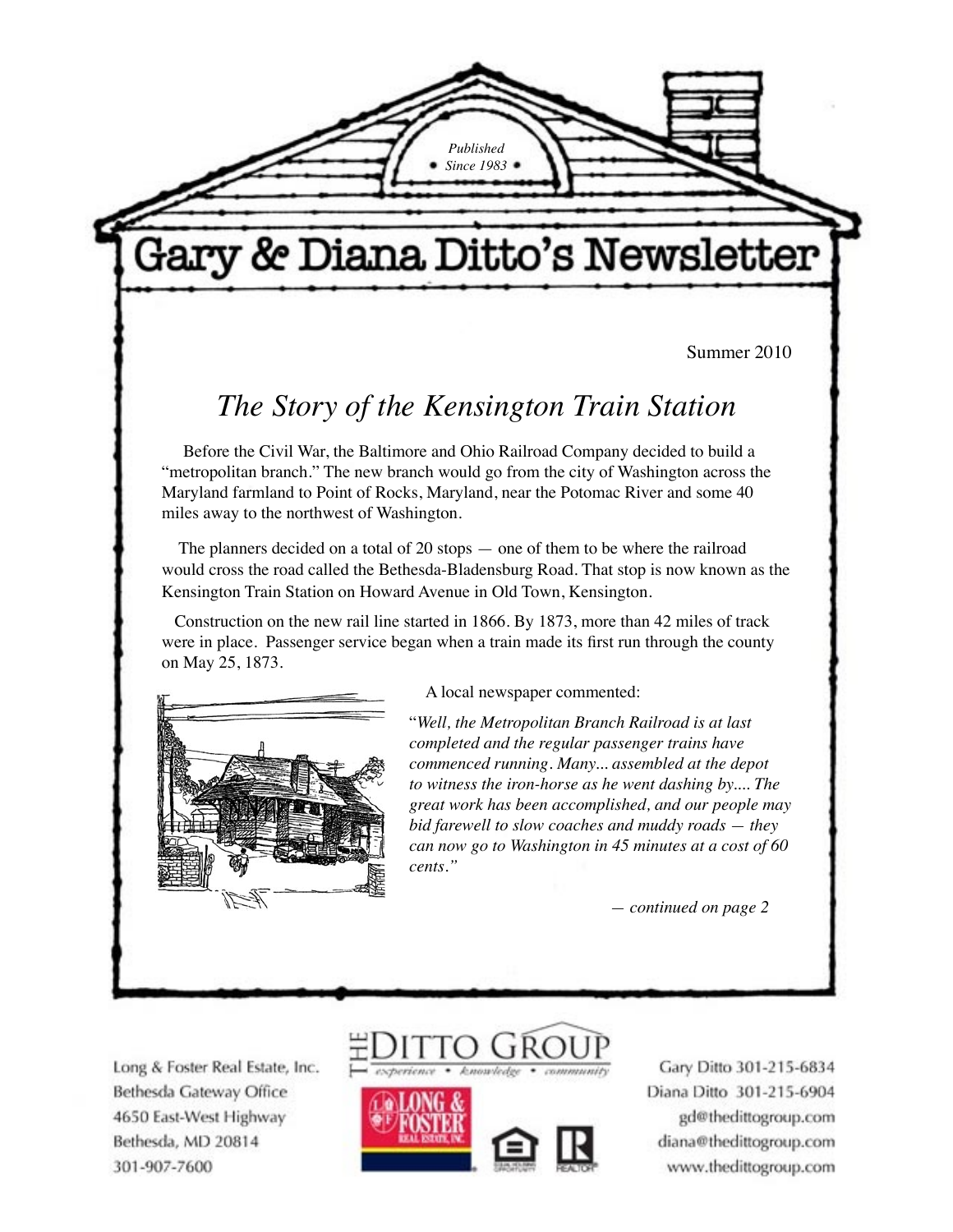*Published*
*Since 1983*

# Gary & Diana Ditto's Newsletter

Summer 2010

## *The Story of the Kensington Train Station*

Before the Civil War, the Baltimore and Ohio Railroad Company decided to build a "metropolitan branch." The new branch would go from the city of Washington across the Maryland farmland to Point of Rocks, Maryland, near the Potomac River and some 40 miles away to the northwest of Washington.

The planners decided on a total of 20 stops — one of them to be where the railroad would cross the road called the Bethesda-Bladensburg Road. That stop is now known as the Kensington Train Station on Howard Avenue in Old Town, Kensington.

Construction on the new rail line started in 1866. By 1873, more than 42 miles of track were in place. Passenger service began when a train made its first run through the county on May 25, 1873.

A local newspaper commented:

"*Well, the Metropolitan Branch Railroad is at last completed and the regular passenger trains have commenced running. Many... assembled at the depot to witness the iron-horse as he went dashing by.... The great work has been accomplished, and our people may bid farewell to slow coaches and muddy roads — they can now go to Washington in 45 minutes at a cost of 60 cents.*"

*— continued on page 2*

Long & Foster Real Estate, Inc.
Bethesda Gateway Office
4650 East-West Highway
Bethesda, MD 20814
301-907-7600

THE DITTO GROUP
*experience • knowledge • community*

LONG & FOSTER REAL ESTATE, INC.

Gary Ditto 301-215-6834
Diana Ditto 301-215-6904
gd@thedittogroup.com
diana@thedittogroup.com
www.thedittogroup.com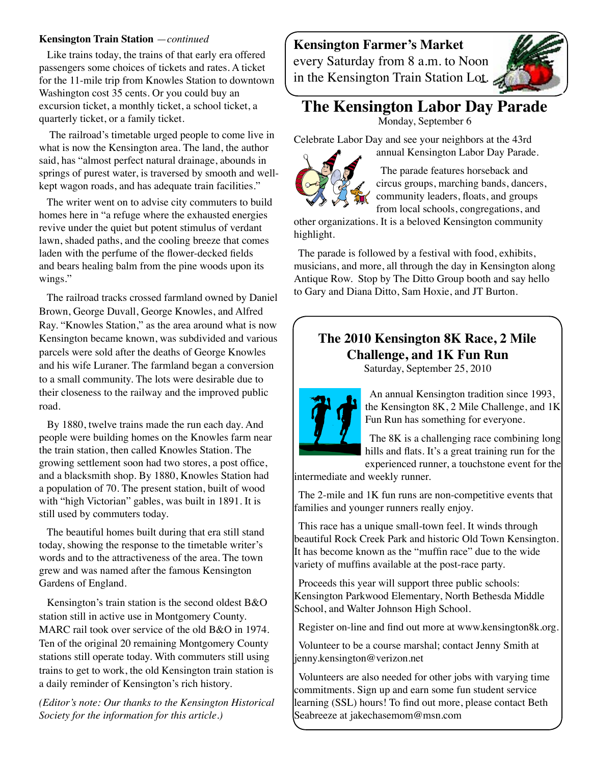**Kensington Train Station** *—continued*

Like trains today, the trains of that early era offered passengers some choices of tickets and rates. A ticket for the 11-mile trip from Knowles Station to downtown Washington cost 35 cents. Or you could buy an excursion ticket, a monthly ticket, a school ticket, a quarterly ticket, or a family ticket.

The railroad's timetable urged people to come live in what is now the Kensington area. The land, the author said, has "almost perfect natural drainage, abounds in springs of purest water, is traversed by smooth and well-kept wagon roads, and has adequate train facilities."

The writer went on to advise city commuters to build homes here in "a refuge where the exhausted energies revive under the quiet but potent stimulus of verdant lawn, shaded paths, and the cooling breeze that comes laden with the perfume of the flower-decked fields and bears healing balm from the pine woods upon its wings."

The railroad tracks crossed farmland owned by Daniel Brown, George Duvall, George Knowles, and Alfred Ray. "Knowles Station," as the area around what is now Kensington became known, was subdivided and various parcels were sold after the deaths of George Knowles and his wife Luraner. The farmland began a conversion to a small community. The lots were desirable due to their closeness to the railway and the improved public road.

By 1880, twelve trains made the run each day. And people were building homes on the Knowles farm near the train station, then called Knowles Station. The growing settlement soon had two stores, a post office, and a blacksmith shop. By 1880, Knowles Station had a population of 70. The present station, built of wood with "high Victorian" gables, was built in 1891. It is still used by commuters today.

The beautiful homes built during that era still stand today, showing the response to the timetable writer's words and to the attractiveness of the area. The town grew and was named after the famous Kensington Gardens of England.

Kensington's train station is the second oldest B&O station still in active use in Montgomery County. MARC rail took over service of the old B&O in 1974. Ten of the original 20 remaining Montgomery County stations still operate today. With commuters still using trains to get to work, the old Kensington train station is a daily reminder of Kensington's rich history.

*(Editor's note: Our thanks to the Kensington Historical Society for the information for this article.)*

**Kensington Farmer's Market**
every Saturday from 8 a.m. to Noon
in the Kensington Train Station Lot.

## The Kensington Labor Day Parade

Monday, September 6

Celebrate Labor Day and see your neighbors at the 43rd annual Kensington Labor Day Parade.

The parade features horseback and circus groups, marching bands, dancers, community leaders, floats, and groups from local schools, congregations, and other organizations. It is a beloved Kensington community highlight.

The parade is followed by a festival with food, exhibits, musicians, and more, all through the day in Kensington along Antique Row. Stop by The Ditto Group booth and say hello to Gary and Diana Ditto, Sam Hoxie, and JT Burton.

## The 2010 Kensington 8K Race, 2 Mile Challenge, and 1K Fun Run

Saturday, September 25, 2010

An annual Kensington tradition since 1993, the Kensington 8K, 2 Mile Challenge, and 1K Fun Run has something for everyone.

The 8K is a challenging race combining long hills and flats. It's a great training run for the experienced runner, a touchstone event for the intermediate and weekly runner.

The 2-mile and 1K fun runs are non-competitive events that families and younger runners really enjoy.

This race has a unique small-town feel. It winds through beautiful Rock Creek Park and historic Old Town Kensington. It has become known as the "muffin race" due to the wide variety of muffins available at the post-race party.

Proceeds this year will support three public schools: Kensington Parkwood Elementary, North Bethesda Middle School, and Walter Johnson High School.

Register on-line and find out more at www.kensington8k.org.

Volunteer to be a course marshal; contact Jenny Smith at jenny.kensington@verizon.net

Volunteers are also needed for other jobs with varying time commitments. Sign up and earn some fun student service learning (SSL) hours! To find out more, please contact Beth Seabreeze at jakechasemom@msn.com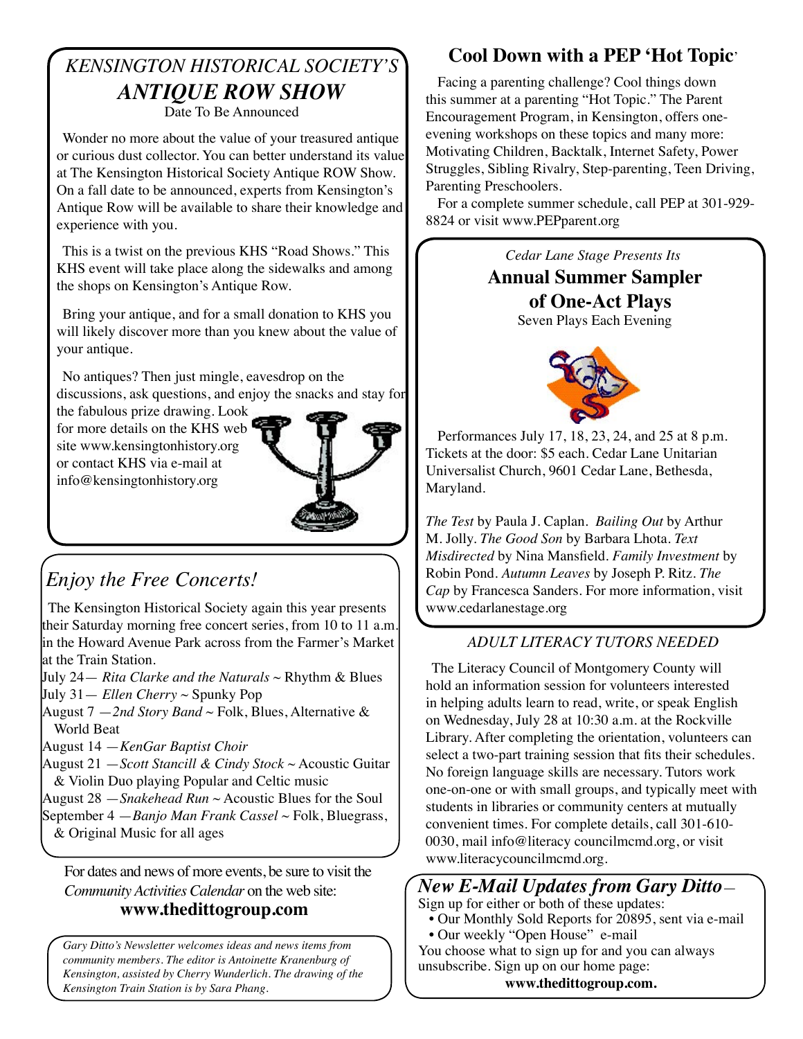## *KENSINGTON HISTORICAL SOCIETY'S*
## *ANTIQUE ROW SHOW*

Date To Be Announced

Wonder no more about the value of your treasured antique or curious dust collector. You can better understand its value at The Kensington Historical Society Antique ROW Show. On a fall date to be announced, experts from Kensington's Antique Row will be available to share their knowledge and experience with you.

This is a twist on the previous KHS "Road Shows." This KHS event will take place along the sidewalks and among the shops on Kensington's Antique Row.

Bring your antique, and for a small donation to KHS you will likely discover more than you knew about the value of your antique.

No antiques? Then just mingle, eavesdrop on the discussions, ask questions, and enjoy the snacks and stay for the fabulous prize drawing. Look for more details on the KHS web site www.kensingtonhistory.org or contact KHS via e-mail at info@kensingtonhistory.org

## *Enjoy the Free Concerts!*

The Kensington Historical Society again this year presents their Saturday morning free concert series, from 10 to 11 a.m. in the Howard Avenue Park across from the Farmer's Market at the Train Station.

July 24— *Rita Clarke and the Naturals* ~ Rhythm & Blues
July 31— *Ellen Cherry* ~ Spunky Pop
August 7 —*2nd Story Band* ~ Folk, Blues, Alternative & World Beat
August 14 —*KenGar Baptist Choir*
August 21 —*Scott Stancill & Cindy Stock* ~ Acoustic Guitar & Violin Duo playing Popular and Celtic music
August 28 —*Snakehead Run* ~ Acoustic Blues for the Soul
September 4 —*Banjo Man Frank Cassel* ~ Folk, Bluegrass, & Original Music for all ages

For dates and news of more events, be sure to visit the *Community Activities Calendar* on the web site:
**www.thedittogroup.com**

*Gary Ditto's Newsletter welcomes ideas and news items from community members. The editor is Antoinette Kranenburg of Kensington, assisted by Cherry Wunderlich. The drawing of the Kensington Train Station is by Sara Phang.*

## Cool Down with a PEP 'Hot Topic'

Facing a parenting challenge? Cool things down this summer at a parenting "Hot Topic." The Parent Encouragement Program, in Kensington, offers one-evening workshops on these topics and many more: Motivating Children, Backtalk, Internet Safety, Power Struggles, Sibling Rivalry, Step-parenting, Teen Driving, Parenting Preschoolers.

For a complete summer schedule, call PEP at 301-929-8824 or visit www.PEPparent.org

*Cedar Lane Stage Presents Its*

## Annual Summer Sampler of One-Act Plays

Seven Plays Each Evening

Performances July 17, 18, 23, 24, and 25 at 8 p.m. Tickets at the door: $5 each. Cedar Lane Unitarian Universalist Church, 9601 Cedar Lane, Bethesda, Maryland.

*The Test* by Paula J. Caplan. *Bailing Out* by Arthur M. Jolly. *The Good Son* by Barbara Lhota. *Text Misdirected* by Nina Mansfield. *Family Investment* by Robin Pond. *Autumn Leaves* by Joseph P. Ritz. *The Cap* by Francesca Sanders. For more information, visit www.cedarlanestage.org

### *ADULT LITERACY TUTORS NEEDED*

The Literacy Council of Montgomery County will hold an information session for volunteers interested in helping adults learn to read, write, or speak English on Wednesday, July 28 at 10:30 a.m. at the Rockville Library. After completing the orientation, volunteers can select a two-part training session that fits their schedules. No foreign language skills are necessary. Tutors work one-on-one or with small groups, and typically meet with students in libraries or community centers at mutually convenient times. For complete details, call 301-610-0030, mail info@literacy councilmcmd.org, or visit www.literacycouncilmcmd.org.

## *New E-Mail Updates from Gary Ditto*—

Sign up for either or both of these updates:

- Our Monthly Sold Reports for 20895, sent via e-mail
- Our weekly "Open House" e-mail

You choose what to sign up for and you can always unsubscribe. Sign up on our home page:
**www.thedittogroup.com.**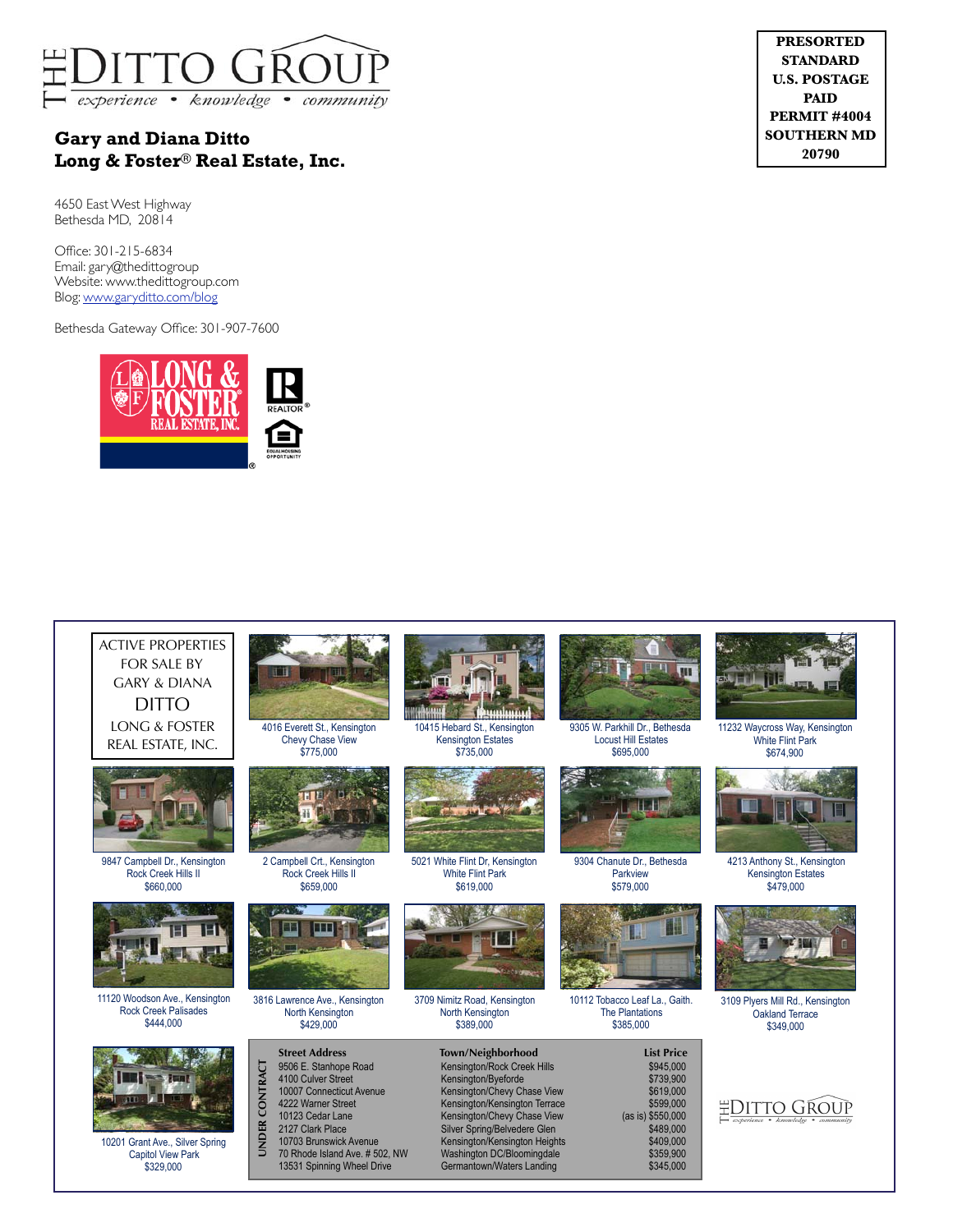# THE DITTO GROUP

*experience • knowledge • community*

**Gary and Diana Ditto**
**Long & Foster® Real Estate, Inc.**

4650 East West Highway
Bethesda MD, 20814

Office: 301-215-6834
Email: gary@thedittogroup
Website: www.thedittogroup.com
Blog: www.garyditto.com/blog

Bethesda Gateway Office: 301-907-7600

LONG & FOSTER REAL ESTATE, INC.

REALTOR®

EQUAL HOUSING OPPORTUNITY

**PRESORTED STANDARD U.S. POSTAGE PAID PERMIT #4004 SOUTHERN MD 20790**

## ACTIVE PROPERTIES FOR SALE BY GARY & DIANA DITTO LONG & FOSTER REAL ESTATE, INC.

4016 Everett St., Kensington
Chevy Chase View
$775,000

10415 Hebard St., Kensington
Kensington Estates
$735,000

9305 W. Parkhill Dr., Bethesda
Locust Hill Estates
$695,000

11232 Waycross Way, Kensington
White Flint Park
$674,900

9847 Campbell Dr., Kensington
Rock Creek Hills II
$660,000

2 Campbell Crt., Kensington
Rock Creek Hills II
$659,000

5021 White Flint Dr, Kensington
White Flint Park
$619,000

9304 Chanute Dr., Bethesda
Parkview
$579,000

4213 Anthony St., Kensington
Kensington Estates
$479,000

11120 Woodson Ave., Kensington
Rock Creek Palisades
$444,000

3816 Lawrence Ave., Kensington
North Kensington
$429,000

3709 Nimitz Road, Kensington
North Kensington
$389,000

10112 Tobacco Leaf La., Gaith.
The Plantations
$385,000

3109 Plyers Mill Rd., Kensington
Oakland Terrace
$349,000

10201 Grant Ave., Silver Spring
Capitol View Park
$329,000

### UNDER CONTRACT

| Street Address | Town/Neighborhood | List Price |
|---|---|---|
| 9506 E. Stanhope Road | Kensington/Rock Creek Hills | $945,000 |
| 4100 Culver Street | Kensington/Byeforde | $739,900 |
| 10007 Connecticut Avenue | Kensington/Chevy Chase View | $619,000 |
| 4222 Warner Street | Kensington/Kensington Terrace | $599,000 |
| 10123 Cedar Lane | Kensington/Chevy Chase View | (as is) $550,000 |
| 2127 Clark Place | Silver Spring/Belvedere Glen | $489,000 |
| 10703 Brunswick Avenue | Kensington/Kensington Heights | $409,000 |
| 70 Rhode Island Ave. # 502, NW | Washington DC/Bloomingdale | $359,900 |
| 13531 Spinning Wheel Drive | Germantown/Waters Landing | $345,000 |

THE DITTO GROUP
*experience • knowledge • community*